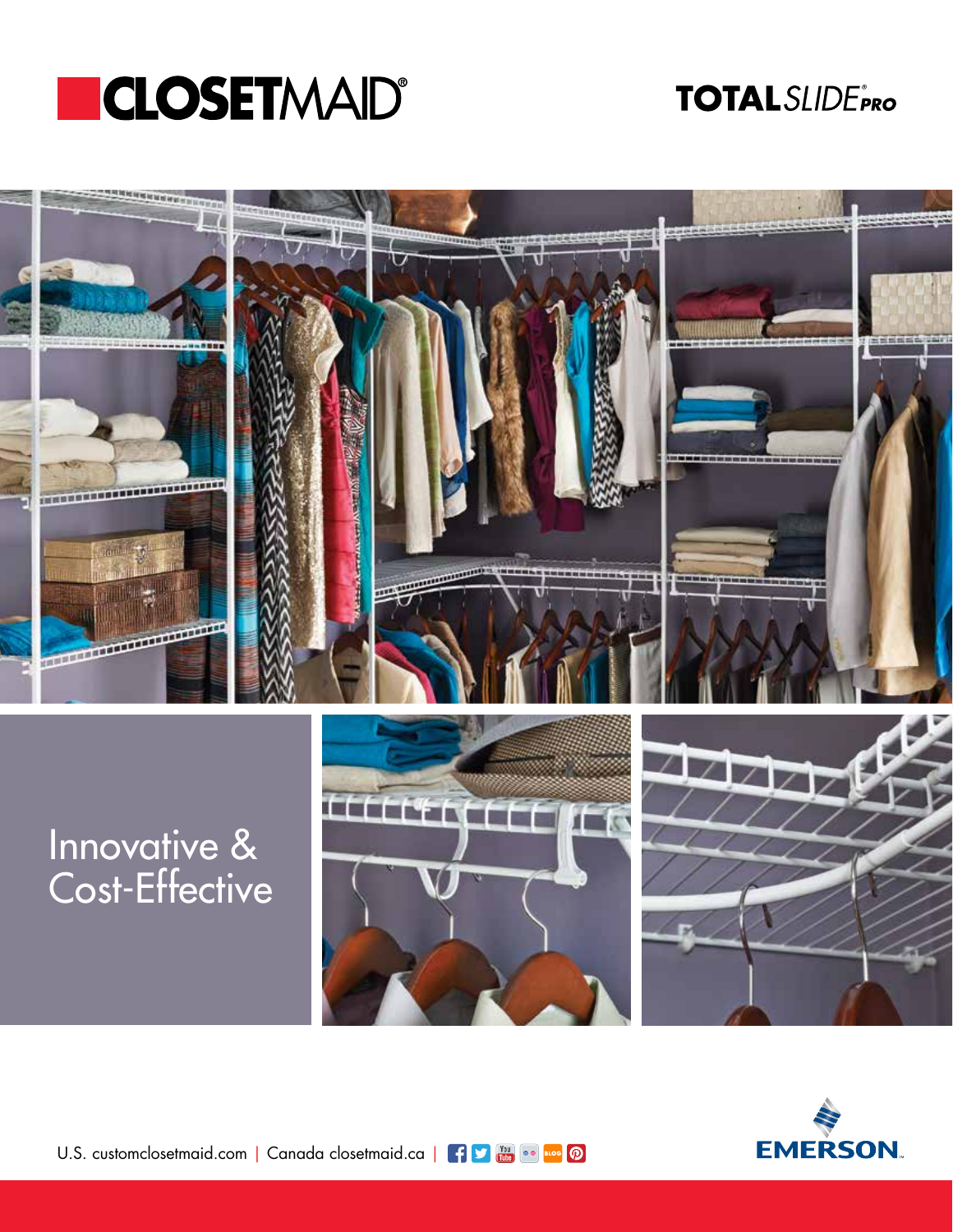# CLOSETMAID®

**TOTAL**SLIDE® PRO

## Innovative & Cost-Effective

U.S. customclosetmaid.com | Canada closetmaid.ca

EMERSON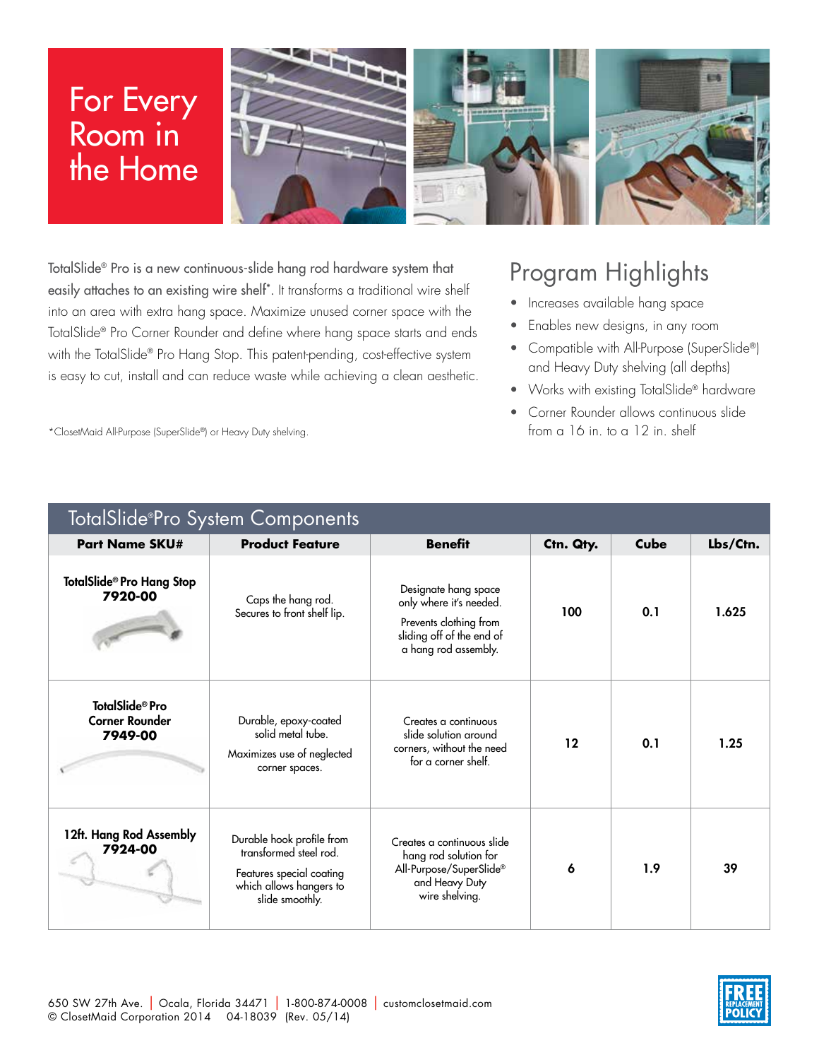# For Every Room in the Home

TotalSlide® Pro is a new continuous-slide hang rod hardware system that easily attaches to an existing wire shelf*. It transforms a traditional wire shelf into an area with extra hang space. Maximize unused corner space with the TotalSlide® Pro Corner Rounder and define where hang space starts and ends with the TotalSlide® Pro Hang Stop. This patent-pending, cost-effective system is easy to cut, install and can reduce waste while achieving a clean aesthetic.

*ClosetMaid All-Purpose (SuperSlide®) or Heavy Duty shelving.

## Program Highlights

- Increases available hang space
- Enables new designs, in any room
- Compatible with All-Purpose (SuperSlide®) and Heavy Duty shelving (all depths)
- Works with existing TotalSlide® hardware
- Corner Rounder allows continuous slide from a 16 in. to a 12 in. shelf

## TotalSlide® Pro System Components

| Part Name SKU# | Product Feature | Benefit | Ctn. Qty. | Cube | Lbs/Ctn. |
|---|---|---|---|---|---|
| **TotalSlide® Pro Hang Stop 7920-00** | Caps the hang rod. Secures to front shelf lip. | Designate hang space only where it's needed. Prevents clothing from sliding off of the end of a hang rod assembly. | 100 | 0.1 | 1.625 |
| **TotalSlide® Pro Corner Rounder 7949-00** | Durable, epoxy-coated solid metal tube. Maximizes use of neglected corner spaces. | Creates a continuous slide solution around corners, without the need for a corner shelf. | 12 | 0.1 | 1.25 |
| **12ft. Hang Rod Assembly 7924-00** | Durable hook profile from transformed steel rod. Features special coating which allows hangers to slide smoothly. | Creates a continuous slide hang rod solution for All-Purpose/SuperSlide® and Heavy Duty wire shelving. | 6 | 1.9 | 39 |

650 SW 27th Ave. | Ocala, Florida 34471 | 1-800-874-0008 | customclosetmaid.com
© ClosetMaid Corporation 2014 04-18039 (Rev. 05/14)

FREE REPLACEMENT POLICY